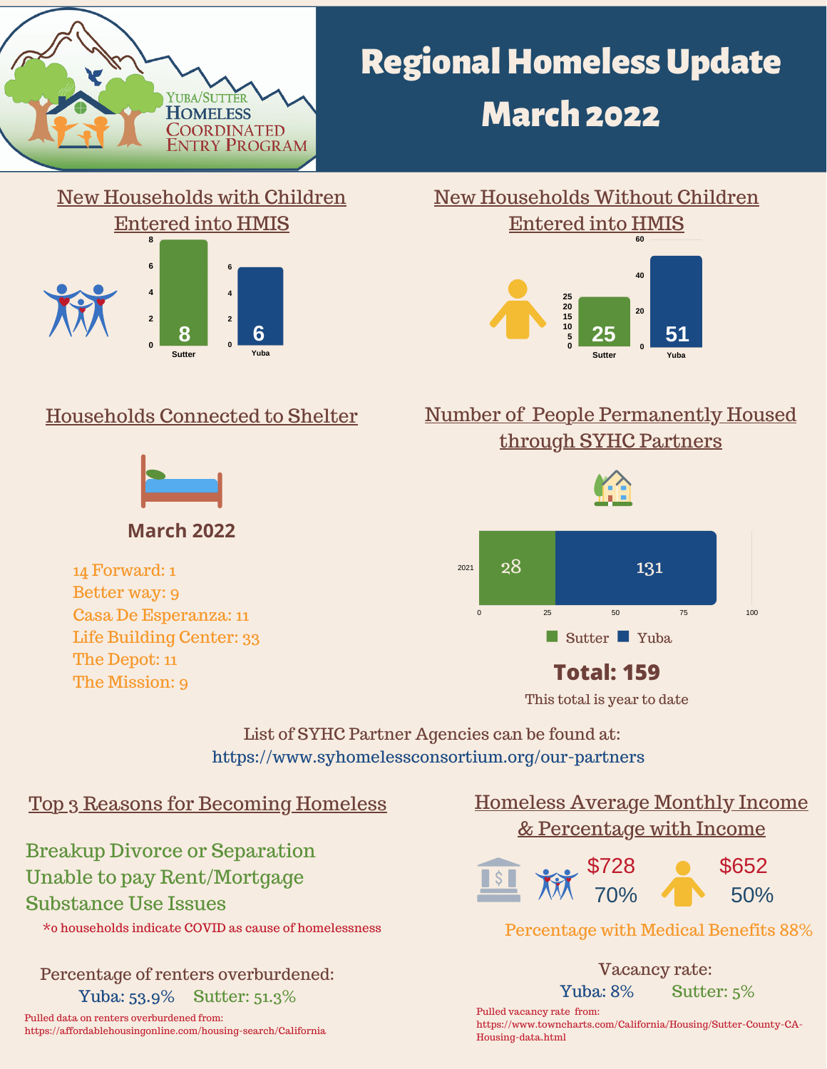Yuba/Sutter Homeless Coordinated Entry Program

# Regional Homeless Update March 2022

## New Households with Children Entered into HMIS

| County | Households |
|---|---|
| Sutter | 8 |
| Yuba | 6 |

## New Households Without Children Entered into HMIS

| County | Households |
|---|---|
| Sutter | 25 |
| Yuba | 51 |

## Households Connected to Shelter

**March 2022**

14 Forward: 1
Better way: 9
Casa De Esperanza: 11
Life Building Center: 33
The Depot: 11
The Mission: 9

## Number of People Permanently Housed through SYHC Partners

| Year | Sutter | Yuba |
|---|---|---|
| 2021 | 28 | 131 |

**Total: 159**

This total is year to date

List of SYHC Partner Agencies can be found at:
https://www.syhomelessconsortium.org/our-partners

## Top 3 Reasons for Becoming Homeless

Breakup Divorce or Separation
Unable to pay Rent/Mortgage
Substance Use Issues

*0 households indicate COVID as cause of homelessness

Percentage of renters overburdened:
Yuba: 53.9% Sutter: 51.3%

Pulled data on renters overburdened from: https://affordablehousingonline.com/housing-search/California

## Homeless Average Monthly Income & Percentage with Income

| Household Type | Average Monthly Income | Percentage with Income |
|---|---|---|
| Households with children | $728 | 70% |
| Households without children | $652 | 50% |

Percentage with Medical Benefits 88%

Vacancy rate:
Yuba: 8% Sutter: 5%

Pulled vacancy rate from: https://www.towncharts.com/California/Housing/Sutter-County-CA-Housing-data.html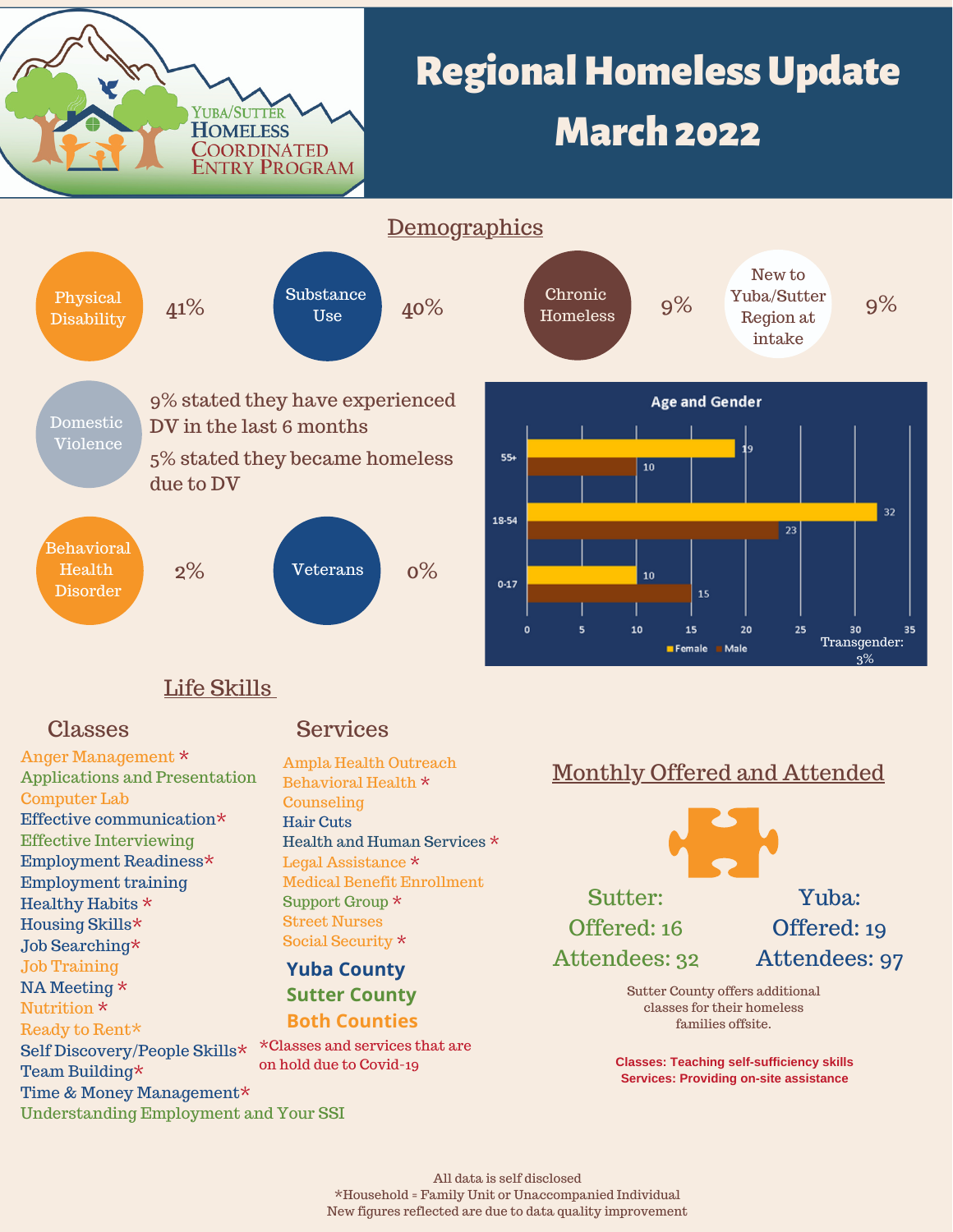Yuba/Sutter Homeless Coordinated Entry Program

# Regional Homeless Update March 2022

## Demographics

Physical Disability 41%

Substance Use 40%

Chronic Homeless 9%

New to Yuba/Sutter Region at intake 9%

Domestic Violence

9% stated they have experienced DV in the last 6 months

5% stated they became homeless due to DV

Behavioral Health Disorder 2%

Veterans 0%

Age and Gender

55+
19
10

18-54
32
23

0-17
10
15

0 5 10 15 20 25 30 35

Female Male

Transgender: 3%

## Life Skills

### Classes

- Anger Management *
- Applications and Presentation
- Computer Lab
- Effective communication*
- Effective Interviewing
- Employment Readiness*
- Employment training
- Healthy Habits *
- Housing Skills*
- Job Searching*
- Job Training
- NA Meeting *
- Nutrition *
- Ready to Rent*
- Self Discovery/People Skills*
- Team Building*
- Time & Money Management*
- Understanding Employment and Your SSI

### Services

- Ampla Health Outreach
- Behavioral Health *
- Counseling
- Hair Cuts
- Health and Human Services *
- Legal Assistance *
- Medical Benefit Enrollment
- Support Group *
- Street Nurses
- Social Security *

**Yuba County**
**Sutter County**
**Both Counties**

*Classes and services that are on hold due to Covid-19

## Monthly Offered and Attended

| Sutter: | Yuba: |
|---|---|
| Offered: 16 | Offered: 19 |
| Attendees: 32 | Attendees: 97 |

Sutter County offers additional classes for their homeless families offsite.

**Classes: Teaching self-sufficiency skills**
**Services: Providing on-site assistance**

All data is self disclosed
*Household = Family Unit or Unaccompanied Individual
New figures reflected are due to data quality improvement